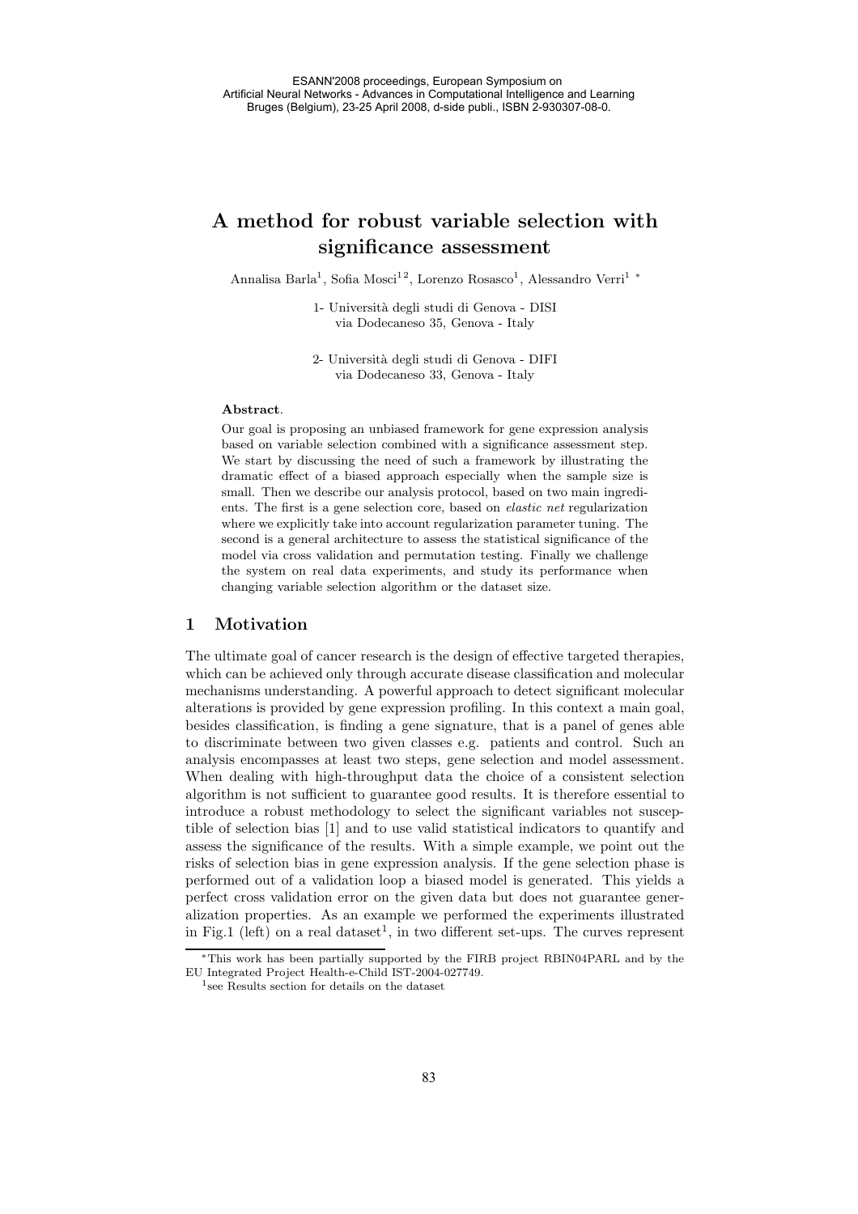# A method for robust variable selection with significance assessment

Annalisa Barla[1], Sofia Mosci[1 2], Lorenzo Rosasco[1], Alessandro Verri[1] *

1- Università degli studi di Genova - DISI
via Dodecaneso 35, Genova - Italy

2- Università degli studi di Genova - DIFI
via Dodecaneso 33, Genova - Italy

**Abstract**.

Our goal is proposing an unbiased framework for gene expression analysis based on variable selection combined with a significance assessment step. We start by discussing the need of such a framework by illustrating the dramatic effect of a biased approach especially when the sample size is small. Then we describe our analysis protocol, based on two main ingredients. The first is a gene selection core, based on *elastic net* regularization where we explicitly take into account regularization parameter tuning. The second is a general architecture to assess the statistical significance of the model via cross validation and permutation testing. Finally we challenge the system on real data experiments, and study its performance when changing variable selection algorithm or the dataset size.

## 1 Motivation

The ultimate goal of cancer research is the design of effective targeted therapies, which can be achieved only through accurate disease classification and molecular mechanisms understanding. A powerful approach to detect significant molecular alterations is provided by gene expression profiling. In this context a main goal, besides classification, is finding a gene signature, that is a panel of genes able to discriminate between two given classes e.g. patients and control. Such an analysis encompasses at least two steps, gene selection and model assessment. When dealing with high-throughput data the choice of a consistent selection algorithm is not sufficient to guarantee good results. It is therefore essential to introduce a robust methodology to select the significant variables not susceptible of selection bias [1] and to use valid statistical indicators to quantify and assess the significance of the results. With a simple example, we point out the risks of selection bias in gene expression analysis. If the gene selection phase is performed out of a validation loop a biased model is generated. This yields a perfect cross validation error on the given data but does not guarantee generalization properties. As an example we performed the experiments illustrated in Fig.1 (left) on a real dataset[1], in two different set-ups. The curves represent

*This work has been partially supported by the FIRB project RBIN04PARL and by the EU Integrated Project Health-e-Child IST-2004-027749.

[1] see Results section for details on the dataset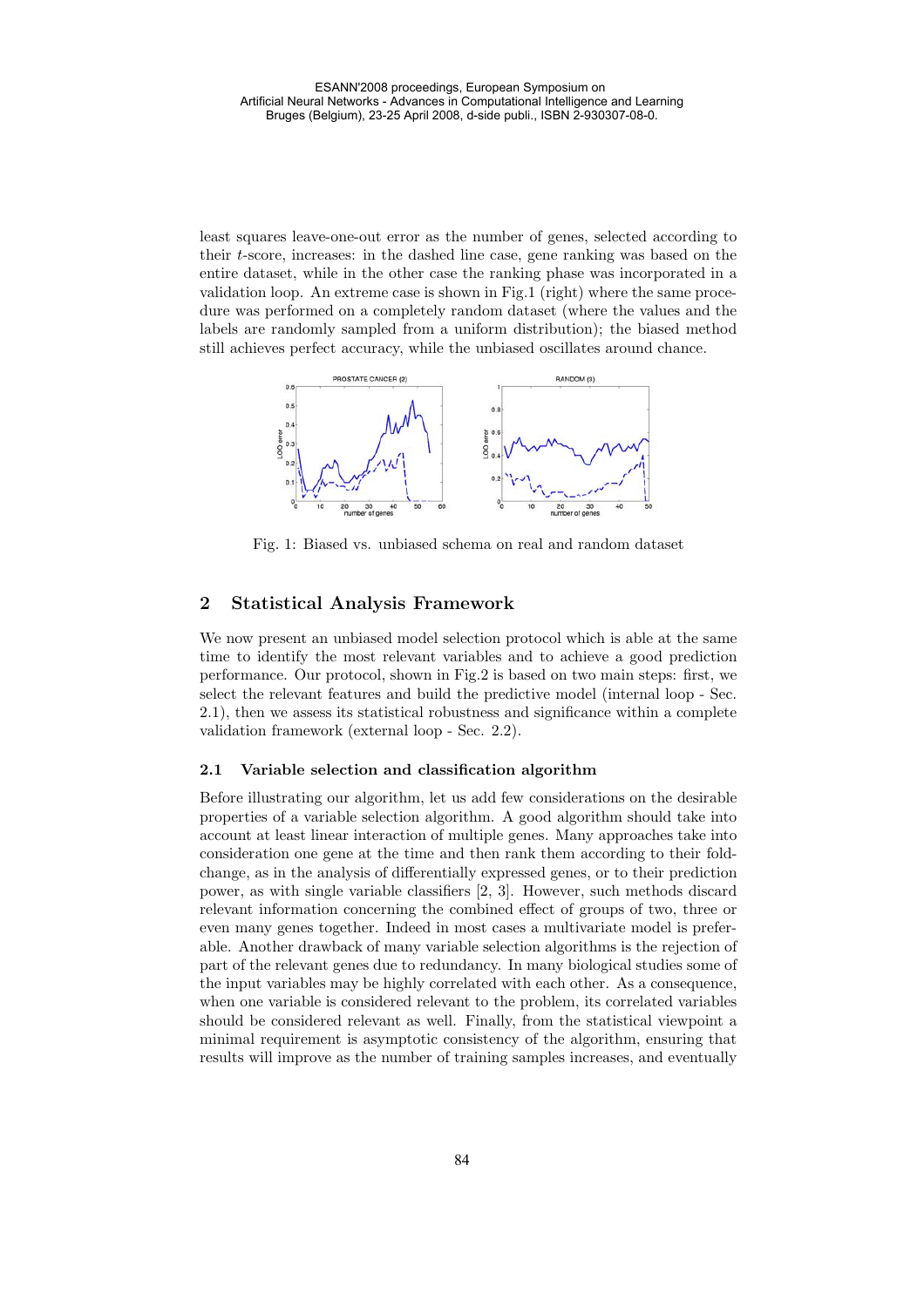least squares leave-one-out error as the number of genes, selected according to their $t$-score, increases: in the dashed line case, gene ranking was based on the entire dataset, while in the other case the ranking phase was incorporated in a validation loop. An extreme case is shown in Fig.1 (right) where the same procedure was performed on a completely random dataset (where the values and the labels are randomly sampled from a uniform distribution); the biased method still achieves perfect accuracy, while the unbiased oscillates around chance.

Fig. 1: Biased vs. unbiased schema on real and random dataset

## 2 Statistical Analysis Framework

We now present an unbiased model selection protocol which is able at the same time to identify the most relevant variables and to achieve a good prediction performance. Our protocol, shown in Fig.2 is based on two main steps: first, we select the relevant features and build the predictive model (internal loop - Sec. 2.1), then we assess its statistical robustness and significance within a complete validation framework (external loop - Sec. 2.2).

### 2.1 Variable selection and classification algorithm

Before illustrating our algorithm, let us add few considerations on the desirable properties of a variable selection algorithm. A good algorithm should take into account at least linear interaction of multiple genes. Many approaches take into consideration one gene at the time and then rank them according to their fold-change, as in the analysis of differentially expressed genes, or to their prediction power, as with single variable classifiers [2, 3]. However, such methods discard relevant information concerning the combined effect of groups of two, three or even many genes together. Indeed in most cases a multivariate model is preferable. Another drawback of many variable selection algorithms is the rejection of part of the relevant genes due to redundancy. In many biological studies some of the input variables may be highly correlated with each other. As a consequence, when one variable is considered relevant to the problem, its correlated variables should be considered relevant as well. Finally, from the statistical viewpoint a minimal requirement is asymptotic consistency of the algorithm, ensuring that results will improve as the number of training samples increases, and eventually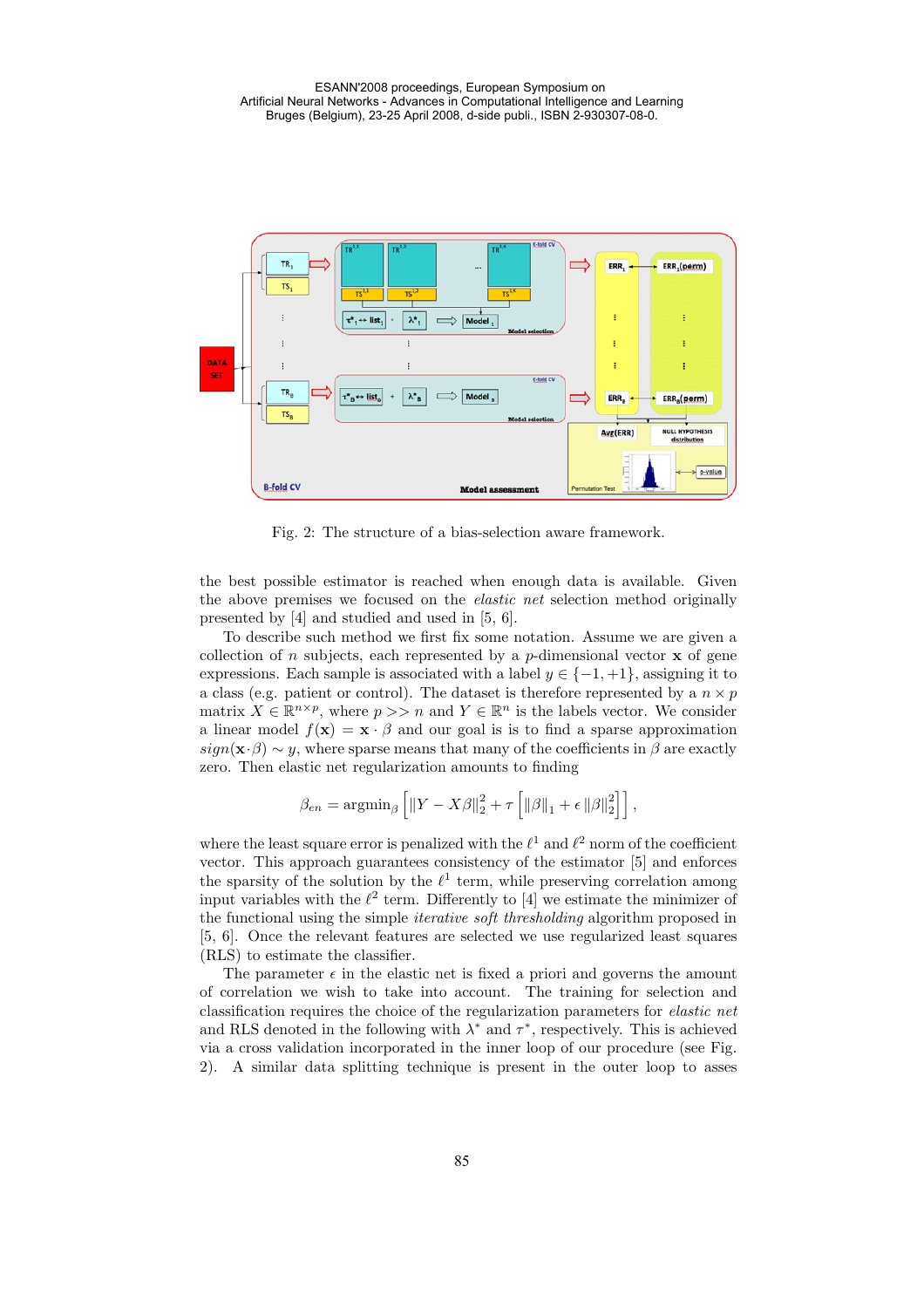Fig. 2: The structure of a bias-selection aware framework.

the best possible estimator is reached when enough data is available. Given the above premises we focused on the *elastic net* selection method originally presented by [4] and studied and used in [5, 6].

To describe such method we first fix some notation. Assume we are given a collection of $n$ subjects, each represented by a $p$-dimensional vector $\mathbf{x}$ of gene expressions. Each sample is associated with a label $y \in \{-1, +1\}$, assigning it to a class (e.g. patient or control). The dataset is therefore represented by a $n \times p$ matrix $X \in \mathbb{R}^{n \times p}$, where $p >> n$ and $Y \in \mathbb{R}^n$ is the labels vector. We consider a linear model $f(\mathbf{x}) = \mathbf{x} \cdot \beta$ and our goal is is to find a sparse approximation $sign(\mathbf{x} \cdot \beta) \sim y$, where sparse means that many of the coefficients in $\beta$ are exactly zero. Then elastic net regularization amounts to finding

$$\beta_{en} = \text{argmin}_\beta \left[ \|Y - X\beta\|_2^2 + \tau \left[ \|\beta\|_1 + \epsilon \|\beta\|_2^2 \right] \right],$$

where the least square error is penalized with the $\ell^1$ and $\ell^2$ norm of the coefficient vector. This approach guarantees consistency of the estimator [5] and enforces the sparsity of the solution by the $\ell^1$ term, while preserving correlation among input variables with the $\ell^2$ term. Differently to [4] we estimate the minimizer of the functional using the simple *iterative soft thresholding* algorithm proposed in [5, 6]. Once the relevant features are selected we use regularized least squares (RLS) to estimate the classifier.

The parameter $\epsilon$ in the elastic net is fixed a priori and governs the amount of correlation we wish to take into account. The training for selection and classification requires the choice of the regularization parameters for *elastic net* and RLS denoted in the following with $\lambda^*$ and $\tau^*$, respectively. This is achieved via a cross validation incorporated in the inner loop of our procedure (see Fig. 2). A similar data splitting technique is present in the outer loop to asses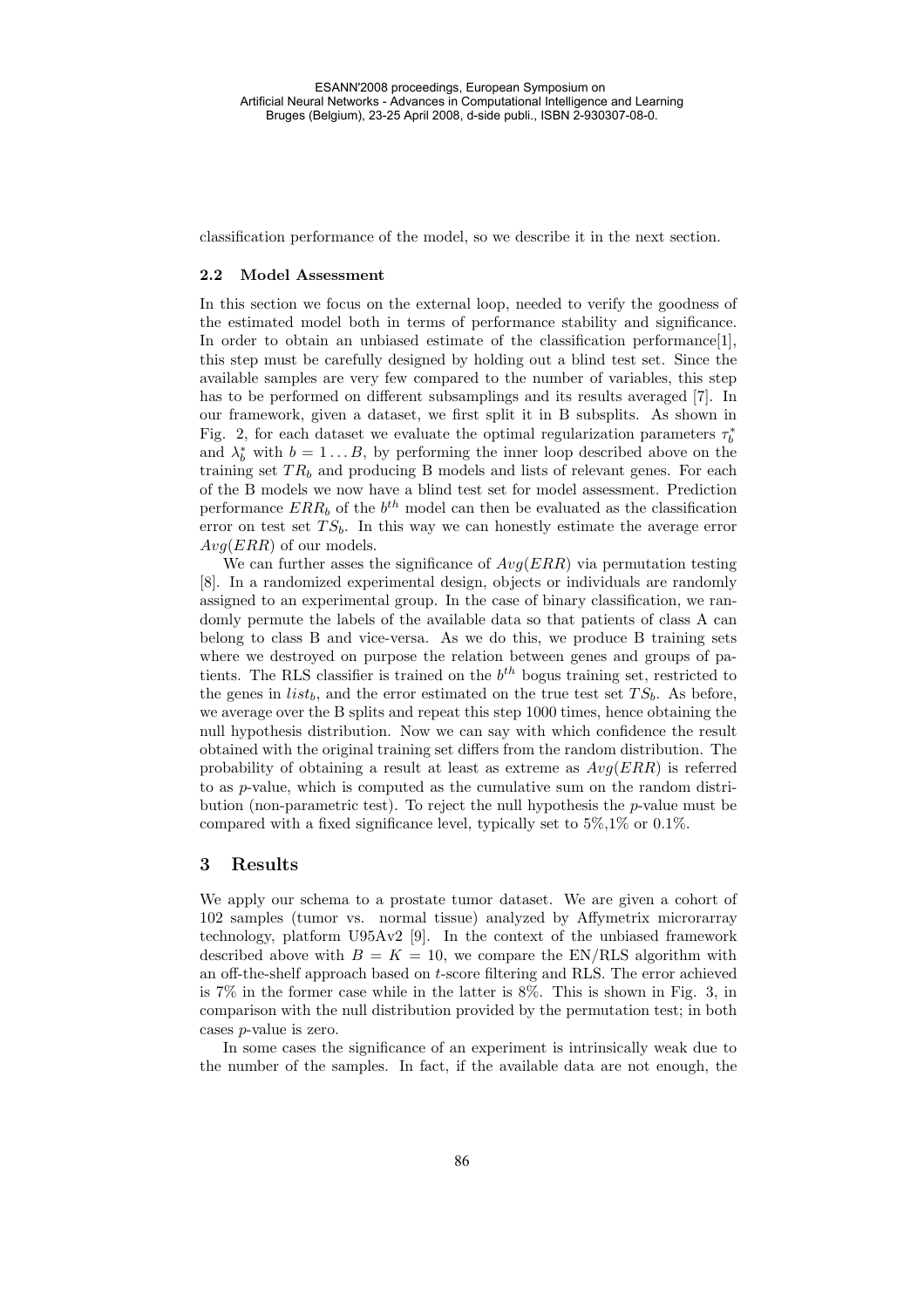classification performance of the model, so we describe it in the next section.

### 2.2 Model Assessment

In this section we focus on the external loop, needed to verify the goodness of the estimated model both in terms of performance stability and significance. In order to obtain an unbiased estimate of the classification performance[1], this step must be carefully designed by holding out a blind test set. Since the available samples are very few compared to the number of variables, this step has to be performed on different subsamplings and its results averaged [7]. In our framework, given a dataset, we first split it in B subsplits. As shown in Fig. 2, for each dataset we evaluate the optimal regularization parameters $\tau_b^*$ and $\lambda_b^*$ with $b = 1 \ldots B$, by performing the inner loop described above on the training set $TR_b$ and producing B models and lists of relevant genes. For each of the B models we now have a blind test set for model assessment. Prediction performance $ERR_b$ of the $b^{th}$ model can then be evaluated as the classification error on test set $TS_b$. In this way we can honestly estimate the average error $Avg(ERR)$ of our models.

We can further asses the significance of $Avg(ERR)$ via permutation testing [8]. In a randomized experimental design, objects or individuals are randomly assigned to an experimental group. In the case of binary classification, we randomly permute the labels of the available data so that patients of class A can belong to class B and vice-versa. As we do this, we produce B training sets where we destroyed on purpose the relation between genes and groups of patients. The RLS classifier is trained on the $b^{th}$ bogus training set, restricted to the genes in $list_b$, and the error estimated on the true test set $TS_b$. As before, we average over the B splits and repeat this step 1000 times, hence obtaining the null hypothesis distribution. Now we can say with which confidence the result obtained with the original training set differs from the random distribution. The probability of obtaining a result at least as extreme as $Avg(ERR)$ is referred to as *p*-value, which is computed as the cumulative sum on the random distribution (non-parametric test). To reject the null hypothesis the *p*-value must be compared with a fixed significance level, typically set to 5%,1% or 0.1%.

## 3 Results

We apply our schema to a prostate tumor dataset. We are given a cohort of 102 samples (tumor vs. normal tissue) analyzed by Affymetrix microrarray technology, platform U95Av2 [9]. In the context of the unbiased framework described above with $B = K = 10$, we compare the EN/RLS algorithm with an off-the-shelf approach based on *t*-score filtering and RLS. The error achieved is 7% in the former case while in the latter is 8%. This is shown in Fig. 3, in comparison with the null distribution provided by the permutation test; in both cases *p*-value is zero.

In some cases the significance of an experiment is intrinsically weak due to the number of the samples. In fact, if the available data are not enough, the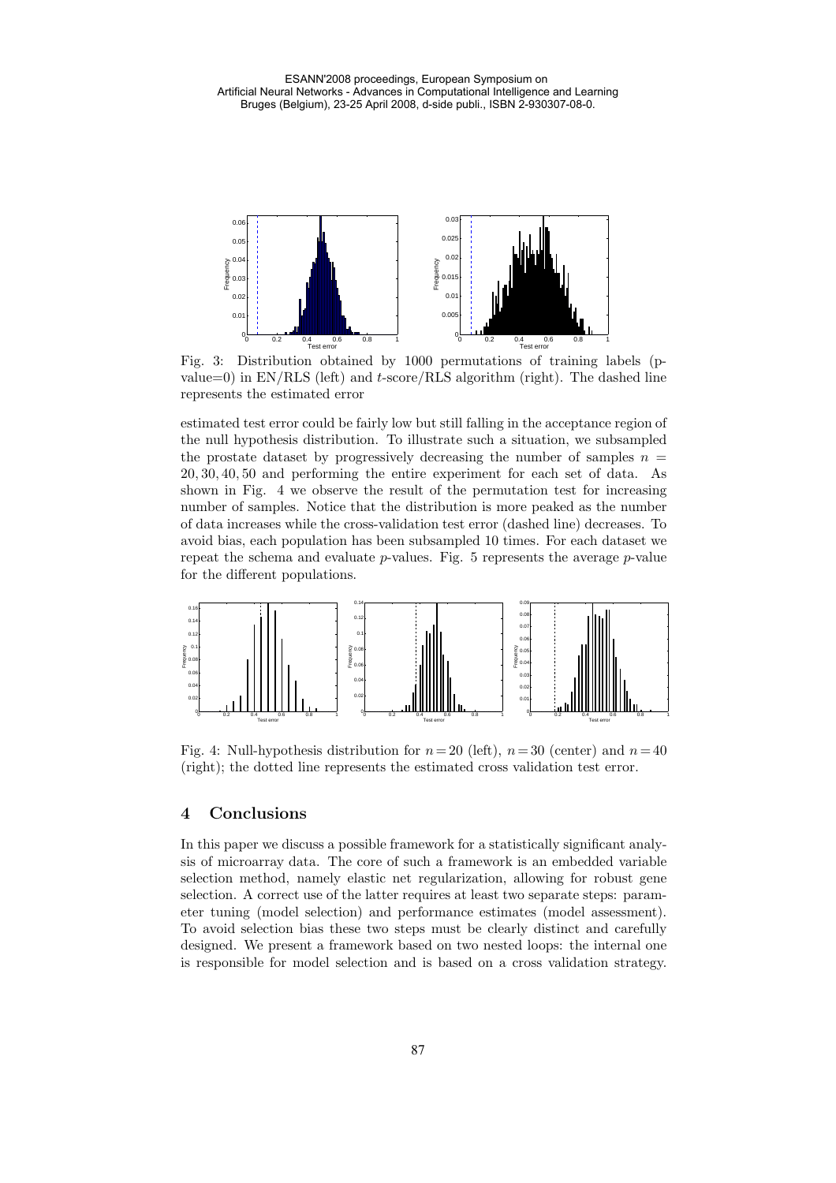Fig. 3: Distribution obtained by 1000 permutations of training labels (p-value=0) in EN/RLS (left) and $t$-score/RLS algorithm (right). The dashed line represents the estimated error

estimated test error could be fairly low but still falling in the acceptance region of the null hypothesis distribution. To illustrate such a situation, we subsampled the prostate dataset by progressively decreasing the number of samples $n = 20, 30, 40, 50$ and performing the entire experiment for each set of data. As shown in Fig. 4 we observe the result of the permutation test for increasing number of samples. Notice that the distribution is more peaked as the number of data increases while the cross-validation test error (dashed line) decreases. To avoid bias, each population has been subsampled 10 times. For each dataset we repeat the schema and evaluate $p$-values. Fig. 5 represents the average $p$-value for the different populations.

Fig. 4: Null-hypothesis distribution for $n = 20$ (left), $n = 30$ (center) and $n = 40$ (right); the dotted line represents the estimated cross validation test error.

## 4 Conclusions

In this paper we discuss a possible framework for a statistically significant analysis of microarray data. The core of such a framework is an embedded variable selection method, namely elastic net regularization, allowing for robust gene selection. A correct use of the latter requires at least two separate steps: parameter tuning (model selection) and performance estimates (model assessment). To avoid selection bias these two steps must be clearly distinct and carefully designed. We present a framework based on two nested loops: the internal one is responsible for model selection and is based on a cross validation strategy.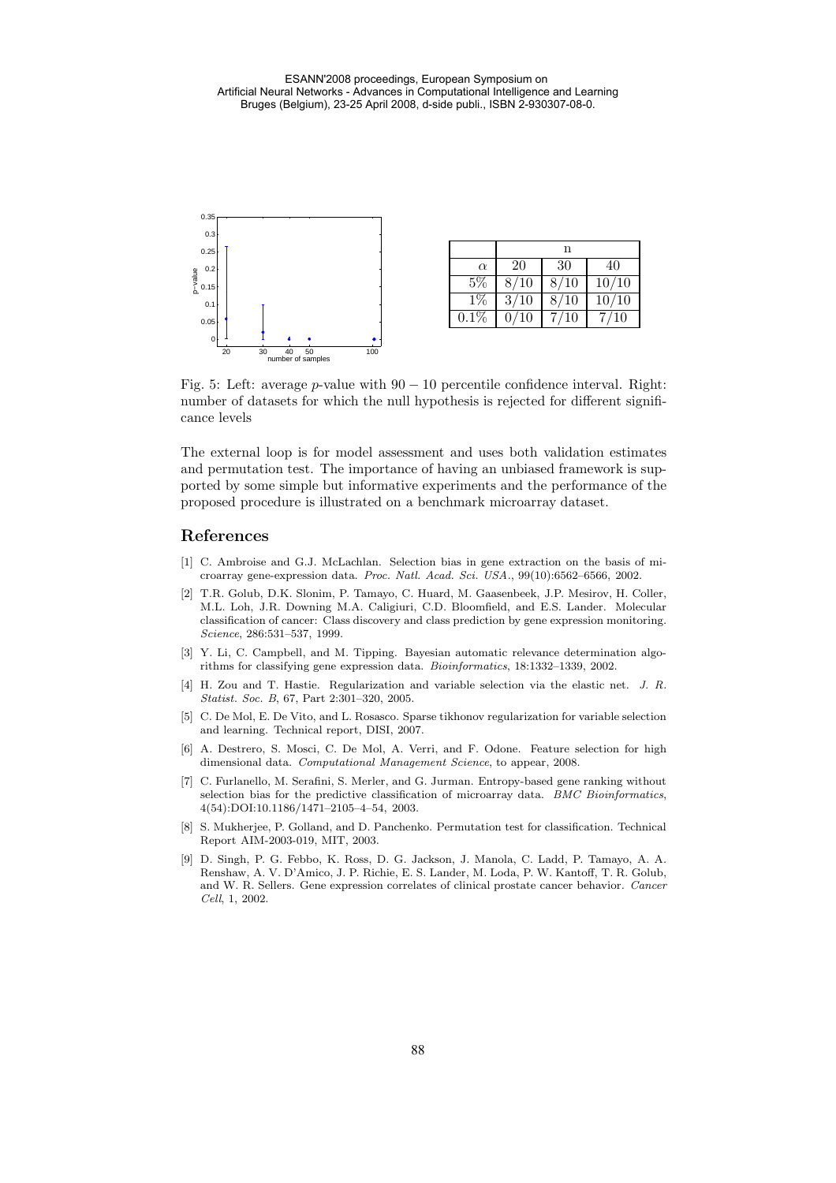0.35
0.3
0.25
0.2
0.15
0.1
0.05
0
p-value
20 30 40 50 100
number of samples

| | n | | |
|---|---|---|---|
| $\alpha$ | 20 | 30 | 40 |
| 5% | 8/10 | 8/10 | 10/10 |
| 1% | 3/10 | 8/10 | 10/10 |
| 0.1% | 0/10 | 7/10 | 7/10 |

Fig. 5: Left: average $p$-value with $90-10$ percentile confidence interval. Right: number of datasets for which the null hypothesis is rejected for different significance levels

The external loop is for model assessment and uses both validation estimates and permutation test. The importance of having an unbiased framework is supported by some simple but informative experiments and the performance of the proposed procedure is illustrated on a benchmark microarray dataset.

## References

[1] C. Ambroise and G.J. McLachlan. Selection bias in gene extraction on the basis of microarray gene-expression data. *Proc. Natl. Acad. Sci. USA.*, 99(10):6562–6566, 2002.

[2] T.R. Golub, D.K. Slonim, P. Tamayo, C. Huard, M. Gaasenbeek, J.P. Mesirov, H. Coller, M.L. Loh, J.R. Downing M.A. Caligiuri, C.D. Bloomfield, and E.S. Lander. Molecular classification of cancer: Class discovery and class prediction by gene expression monitoring. *Science*, 286:531–537, 1999.

[3] Y. Li, C. Campbell, and M. Tipping. Bayesian automatic relevance determination algorithms for classifying gene expression data. *Bioinformatics*, 18:1332–1339, 2002.

[4] H. Zou and T. Hastie. Regularization and variable selection via the elastic net. *J. R. Statist. Soc. B*, 67, Part 2:301–320, 2005.

[5] C. De Mol, E. De Vito, and L. Rosasco. Sparse tikhonov regularization for variable selection and learning. Technical report, DISI, 2007.

[6] A. Destrero, S. Mosci, C. De Mol, A. Verri, and F. Odone. Feature selection for high dimensional data. *Computational Management Science*, to appear, 2008.

[7] C. Furlanello, M. Serafini, S. Merler, and G. Jurman. Entropy-based gene ranking without selection bias for the predictive classification of microarray data. *BMC Bioinformatics*, 4(54):DOI:10.1186/1471–2105–4–54, 2003.

[8] S. Mukherjee, P. Golland, and D. Panchenko. Permutation test for classification. Technical Report AIM-2003-019, MIT, 2003.

[9] D. Singh, P. G. Febbo, K. Ross, D. G. Jackson, J. Manola, C. Ladd, P. Tamayo, A. A. Renshaw, A. V. D'Amico, J. P. Richie, E. S. Lander, M. Loda, P. W. Kantoff, T. R. Golub, and W. R. Sellers. Gene expression correlates of clinical prostate cancer behavior. *Cancer Cell*, 1, 2002.